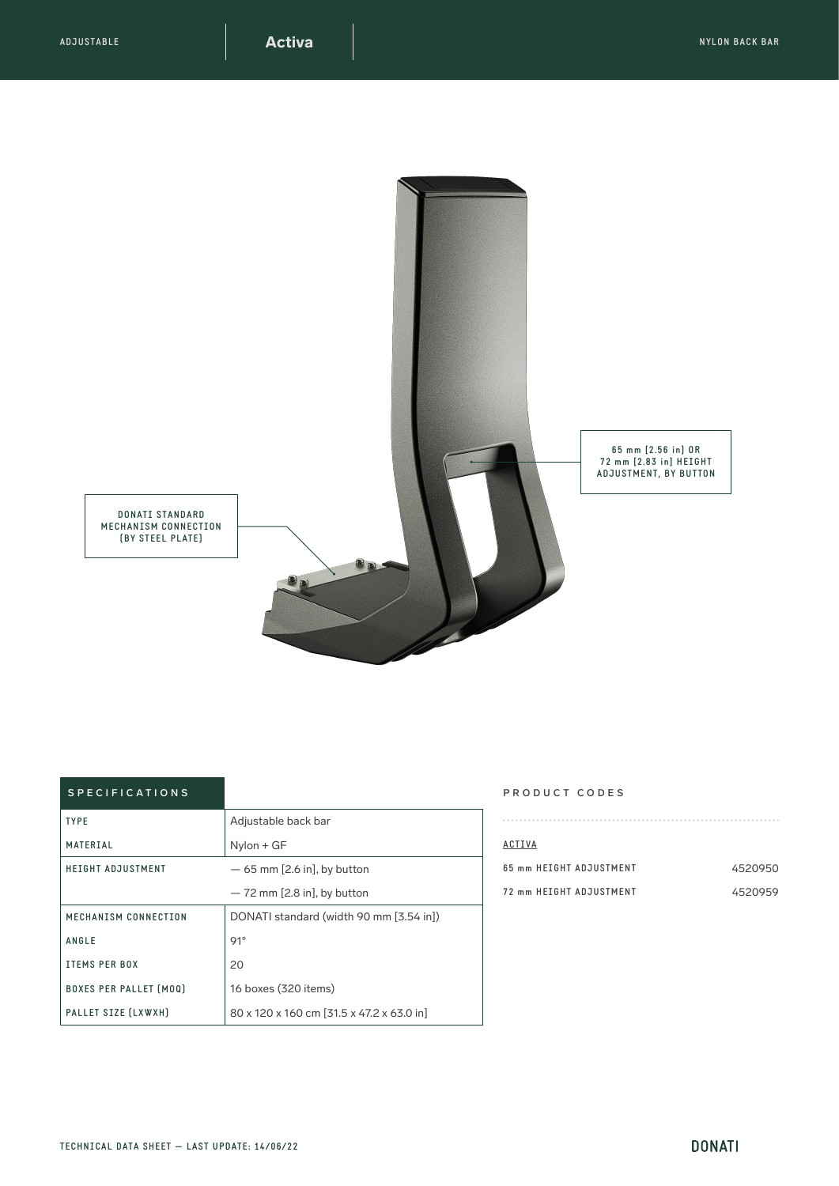ADJUSTABLE

# Activa

NYLON BACK BAR

DONATI STANDARD MECHANISM CONNECTION (BY STEEL PLATE)

65 mm [2.56 in] OR 72 mm [2.83 in] HEIGHT ADJUSTMENT, BY BUTTON

| SPECIFICATIONS | |
|---|---|
| TYPE | Adjustable back bar |
| MATERIAL | Nylon + GF |
| HEIGHT ADJUSTMENT | — 65 mm [2.6 in], by button |
| | — 72 mm [2.8 in], by button |
| MECHANISM CONNECTION | DONATI standard (width 90 mm [3.54 in]) |
| ANGLE | 91° |
| ITEMS PER BOX | 20 |
| BOXES PER PALLET (MOQ) | 16 boxes (320 items) |
| PALLET SIZE (LXWXH) | 80 x 120 x 160 cm [31.5 x 47.2 x 63.0 in] |

## PRODUCT CODES

ACTIVA

| | |
|---|---|
| 65 mm HEIGHT ADJUSTMENT | 4520950 |
| 72 mm HEIGHT ADJUSTMENT | 4520959 |

TECHNICAL DATA SHEET — LAST UPDATE: 14/06/22

DONATI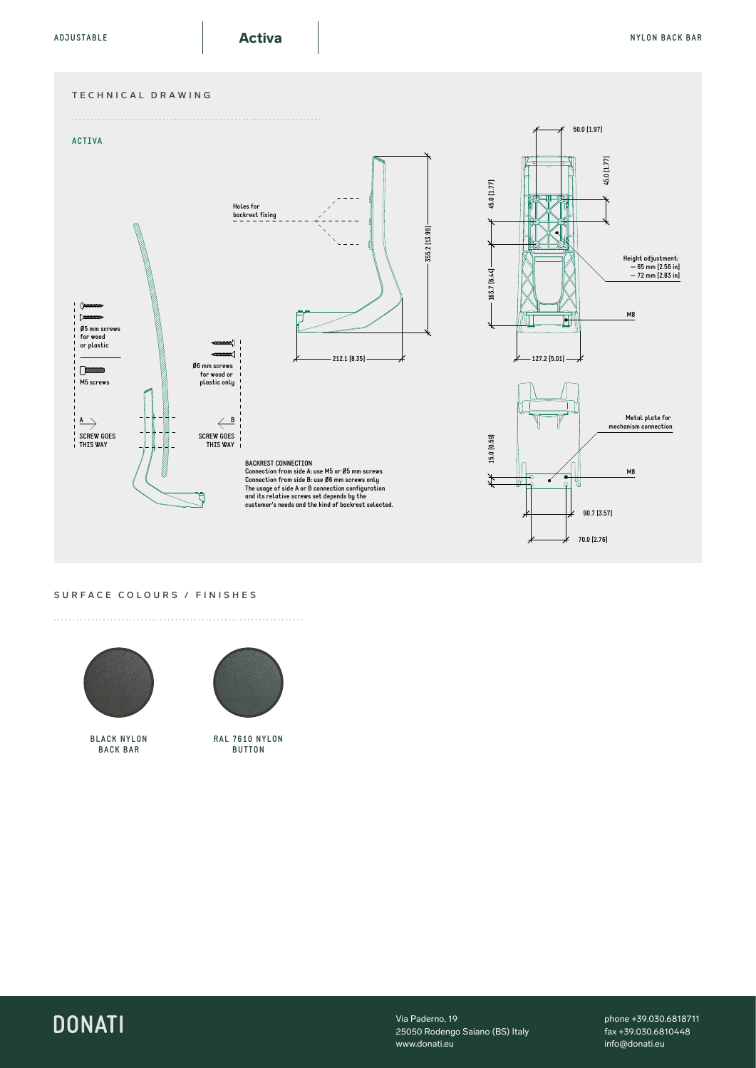ADJUSTABLE | **Activa** | NYLON BACK BAR

## TECHNICAL DRAWING

### ACTIVA

Ø5 mm screws for wood or plastic

M5 screws

A

SCREW GOES THIS WAY

Ø6 mm screws for wood or plastic only

B

SCREW GOES THIS WAY

Holes for backrest fixing

355.2 [13.99]

212.1 [8.35]

BACKREST CONNECTION
Connection from side A: use M5 or Ø5 mm screws
Connection from side B: use Ø6 mm screws only
The usage of side A or B connection configuration and its relative screws set depends by the customer's needs and the kind of backrest selected.

50.0 [1.97]

45.0 [1.77]

45.0 [1.77]

163.7 [6.44]

Height adjustment:
— 65 mm [2.56 in]
— 72 mm [2.83 in]

M8

127.2 [5.01]

Metal plate for mechanism connection

15.0 [0.59]

M8

90.7 [3.57]

70.0 [2.76]

## SURFACE COLOURS / FINISHES

BLACK NYLON BACK BAR

RAL 7610 NYLON BUTTON

DONATI

Via Paderno, 19
25050 Rodengo Saiano (BS) Italy
www.donati.eu

phone +39.030.6818711
fax +39.030.6810448
info@donati.eu